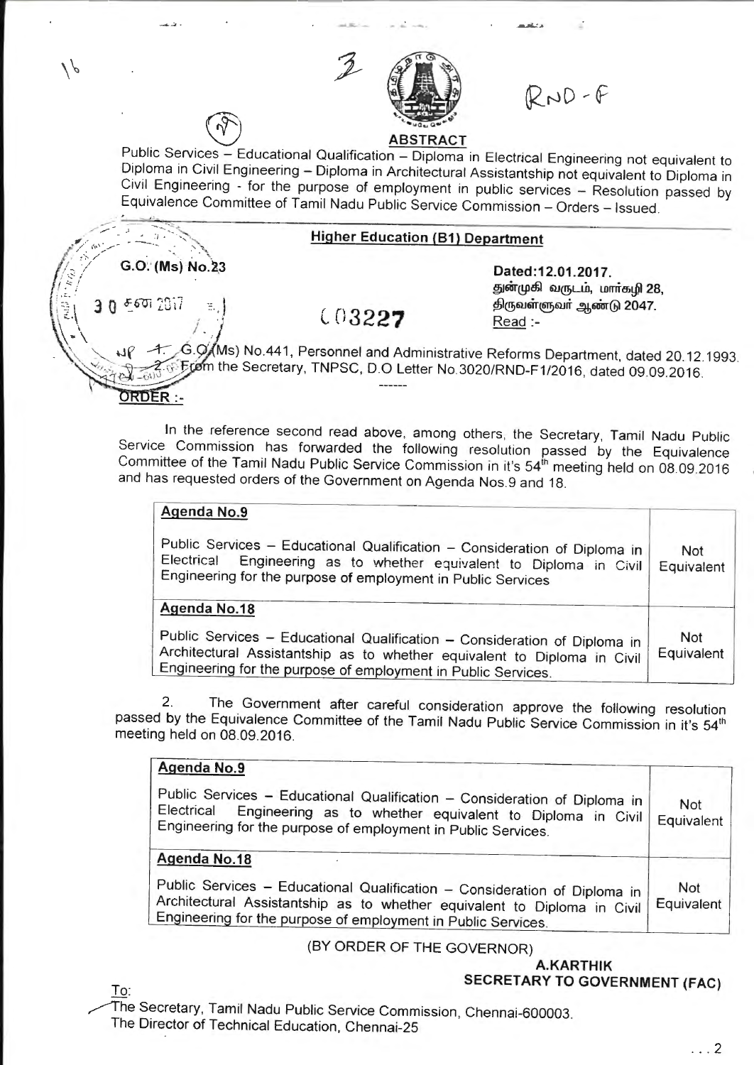## ABSTRACT

Public Services – Educational Qualification – Diploma in Electrical Engineering not equivalent to Diploma in Civil Engineering – Diploma in Architectural Assistantship not equivalent to Diploma in Civil Engineering - for the purpose of employment in public services – Resolution passed by Equivalence Committee of Tamil Nadu Public Service Commission – Orders – Issued.

---

### Higher Education (B1) Department

**G.O. (Ms) No.23**

**Dated:12.01.2017.**
**துன்முகி வருடம், மார்கழி 28,**
**திருவள்ளுவர் ஆண்டு 2047.**
Read :-

1. G.O.(Ms) No.441, Personnel and Administrative Reforms Department, dated 20.12.1993.
2. From the Secretary, TNPSC, D.O Letter No.3020/RND-F1/2016, dated 09.09.2016.

------

**ORDER :-**

In the reference second read above, among others, the Secretary, Tamil Nadu Public Service Commission has forwarded the following resolution passed by the Equivalence Committee of the Tamil Nadu Public Service Commission in it's 54th meeting held on 08.09.2016 and has requested orders of the Government on Agenda Nos.9 and 18.

| Agenda No.9 | |
|---|---|
| Public Services – Educational Qualification – Consideration of Diploma in Electrical Engineering as to whether equivalent to Diploma in Civil Engineering for the purpose of employment in Public Services | Not Equivalent |
| **Agenda No.18** | |
| Public Services – Educational Qualification – Consideration of Diploma in Architectural Assistantship as to whether equivalent to Diploma in Civil Engineering for the purpose of employment in Public Services. | Not Equivalent |

2. The Government after careful consideration approve the following resolution passed by the Equivalence Committee of the Tamil Nadu Public Service Commission in it's 54th meeting held on 08.09.2016.

| Agenda No.9 | |
|---|---|
| Public Services – Educational Qualification – Consideration of Diploma in Electrical Engineering as to whether equivalent to Diploma in Civil Engineering for the purpose of employment in Public Services. | Not Equivalent |
| **Agenda No.18** | |
| Public Services – Educational Qualification – Consideration of Diploma in Architectural Assistantship as to whether equivalent to Diploma in Civil Engineering for the purpose of employment in Public Services. | Not Equivalent |

(BY ORDER OF THE GOVERNOR)

**A.KARTHIK**
**SECRETARY TO GOVERNMENT (FAC)**

To:
The Secretary, Tamil Nadu Public Service Commission, Chennai-600003.
The Director of Technical Education, Chennai-25

...2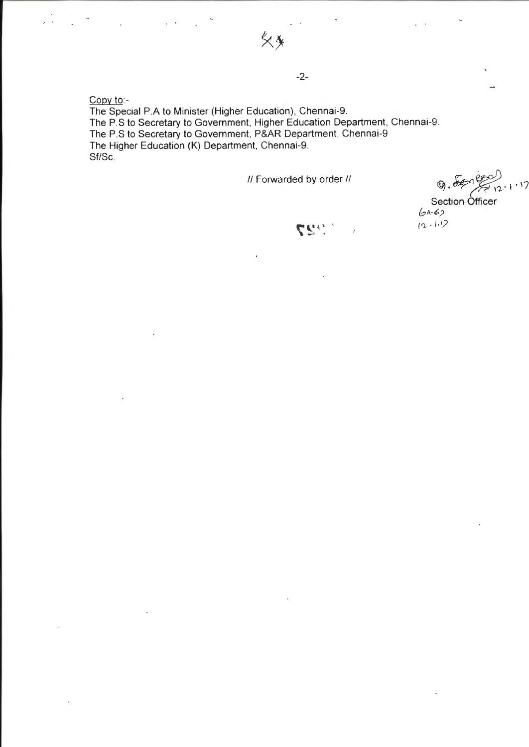Copy to:-

The Special P.A to Minister (Higher Education), Chennai-9.
The P.S to Secretary to Government, Higher Education Department, Chennai-9.
The P.S to Secretary to Government, P&AR Department, Chennai-9
The Higher Education (K) Department, Chennai-9.
Sf/Sc.

// Forwarded by order //

Section Officer
12.1.17